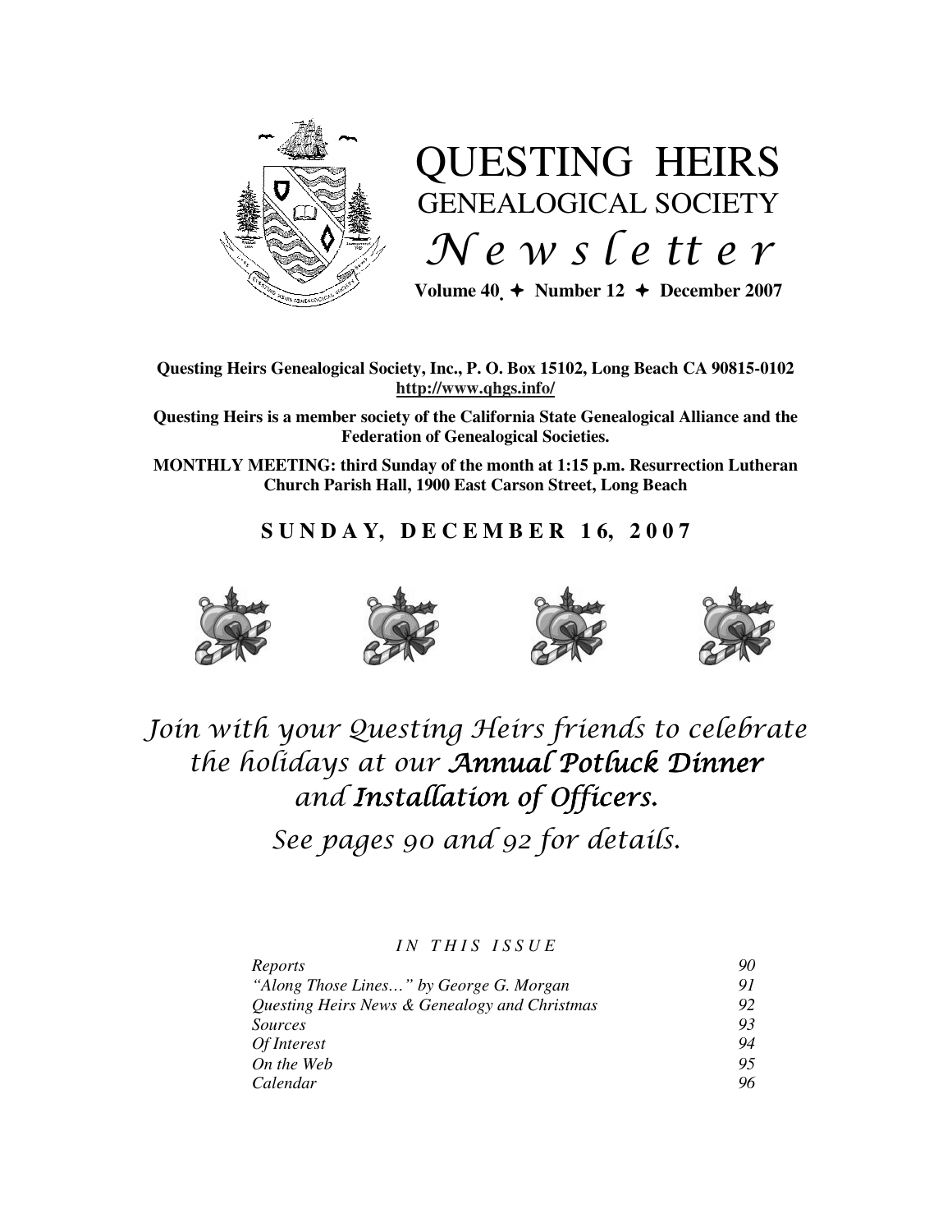# QUESTING HEIRS

## GENEALOGICAL SOCIETY

## *Newsletter*

**Volume 40 ✦ Number 12 ✦ December 2007**

**Questing Heirs Genealogical Society, Inc., P. O. Box 15102, Long Beach CA 90815-0102**
**http://www.qhgs.info/**

**Questing Heirs is a member society of the California State Genealogical Alliance and the Federation of Genealogical Societies.**

**MONTHLY MEETING: third Sunday of the month at 1:15 p.m. Resurrection Lutheran Church Parish Hall, 1900 East Carson Street, Long Beach**

**SUNDAY, DECEMBER 16, 2007**

*Join with your Questing Heirs friends to celebrate the holidays at our **Annual Potluck Dinner** and **Installation of Officers.***

*See pages 90 and 92 for details.*

*IN THIS ISSUE*

| | |
|---|---|
| *Reports* | *90* |
| *"Along Those Lines…" by George G. Morgan* | *91* |
| *Questing Heirs News & Genealogy and Christmas* | *92* |
| *Sources* | *93* |
| *Of Interest* | *94* |
| *On the Web* | *95* |
| *Calendar* | *96* |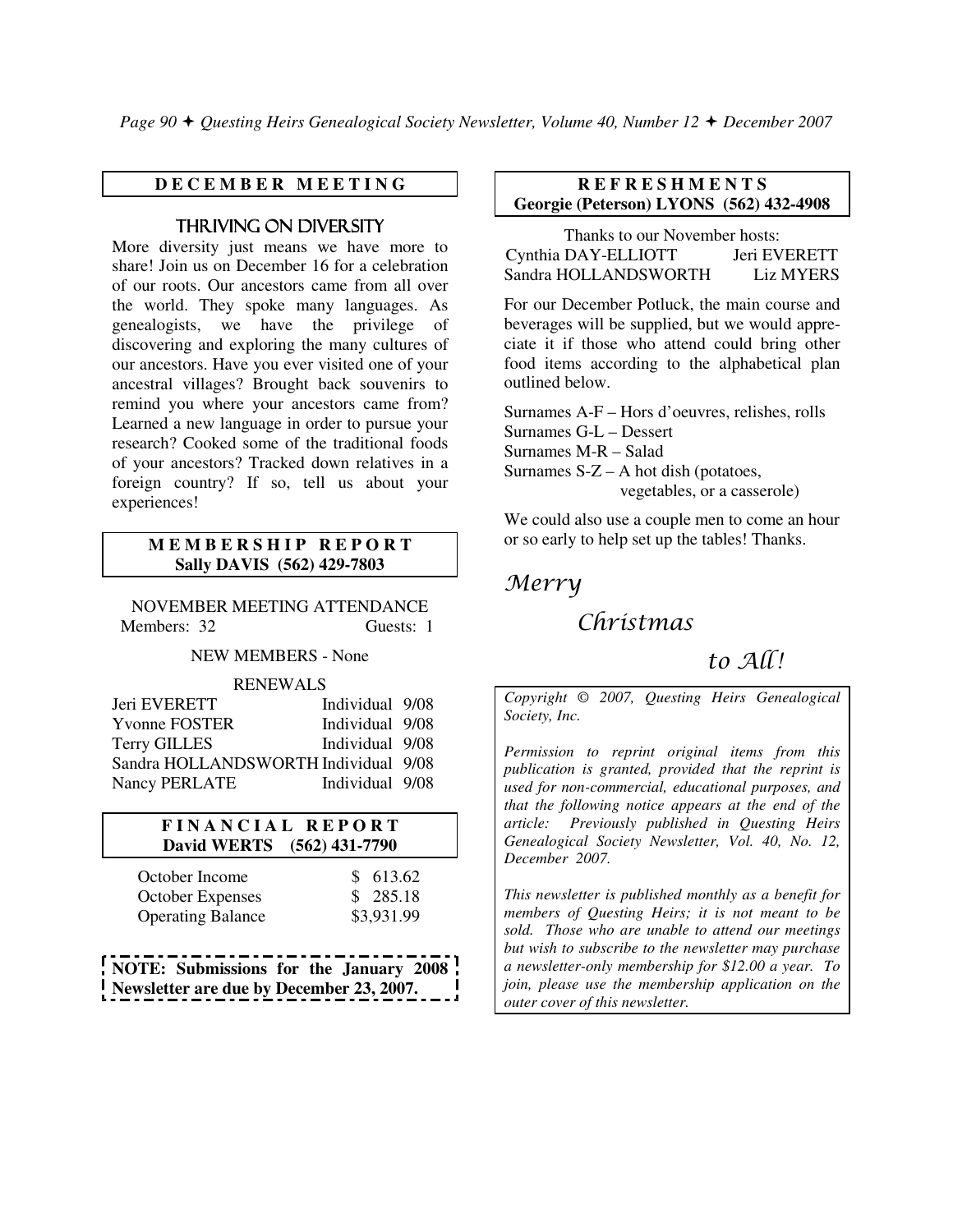## DECEMBER MEETING

### THRIVING ON DIVERSITY

More diversity just means we have more to share! Join us on December 16 for a celebration of our roots. Our ancestors came from all over the world. They spoke many languages. As genealogists, we have the privilege of discovering and exploring the many cultures of our ancestors. Have you ever visited one of your ancestral villages? Brought back souvenirs to remind you where your ancestors came from? Learned a new language in order to pursue your research? Cooked some of the traditional foods of your ancestors? Tracked down relatives in a foreign country? If so, tell us about your experiences!

## MEMBERSHIP REPORT

**Sally DAVIS (562) 429-7803**

NOVEMBER MEETING ATTENDANCE

Members: 32 Guests: 1

NEW MEMBERS - None

RENEWALS

| | | |
|---|---|---|
| Jeri EVERETT | Individual | 9/08 |
| Yvonne FOSTER | Individual | 9/08 |
| Terry GILLES | Individual | 9/08 |
| Sandra HOLLANDSWORTH | Individual | 9/08 |
| Nancy PERLATE | Individual | 9/08 |

## FINANCIAL REPORT

**David WERTS (562) 431-7790**

| | |
|---|---|
| October Income | $ 613.62 |
| October Expenses | $ 285.18 |
| Operating Balance | $3,931.99 |

**NOTE: Submissions for the January 2008 Newsletter are due by December 23, 2007.**

## REFRESHMENTS

**Georgie (Peterson) LYONS (562) 432-4908**

Thanks to our November hosts:

Cynthia DAY-ELLIOTT, Jeri EVERETT, Sandra HOLLANDSWORTH, Liz MYERS

For our December Potluck, the main course and beverages will be supplied, but we would appreciate it if those who attend could bring other food items according to the alphabetical plan outlined below.

Surnames A-F – Hors d'oeuvres, relishes, rolls
Surnames G-L – Dessert
Surnames M-R – Salad
Surnames S-Z – A hot dish (potatoes, vegetables, or a casserole)

We could also use a couple men to come an hour or so early to help set up the tables! Thanks.

*Merry Christmas to All!*

*Copyright © 2007, Questing Heirs Genealogical Society, Inc.*

*Permission to reprint original items from this publication is granted, provided that the reprint is used for non-commercial, educational purposes, and that the following notice appears at the end of the article: Previously published in Questing Heirs Genealogical Society Newsletter, Vol. 40, No. 12, December 2007.*

*This newsletter is published monthly as a benefit for members of Questing Heirs; it is not meant to be sold. Those who are unable to attend our meetings but wish to subscribe to the newsletter may purchase a newsletter-only membership for $12.00 a year. To join, please use the membership application on the outer cover of this newsletter.*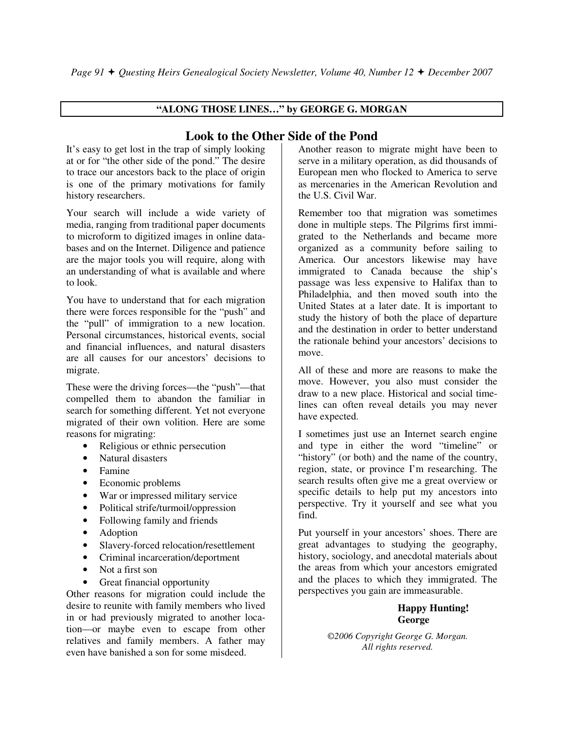**"ALONG THOSE LINES…" by GEORGE G. MORGAN**

# Look to the Other Side of the Pond

It's easy to get lost in the trap of simply looking at or for "the other side of the pond." The desire to trace our ancestors back to the place of origin is one of the primary motivations for family history researchers.

Your search will include a wide variety of media, ranging from traditional paper documents to microform to digitized images in online databases and on the Internet. Diligence and patience are the major tools you will require, along with an understanding of what is available and where to look.

You have to understand that for each migration there were forces responsible for the "push" and the "pull" of immigration to a new location. Personal circumstances, historical events, social and financial influences, and natural disasters are all causes for our ancestors' decisions to migrate.

These were the driving forces—the "push"—that compelled them to abandon the familiar in search for something different. Yet not everyone migrated of their own volition. Here are some reasons for migrating:

- Religious or ethnic persecution
- Natural disasters
- Famine
- Economic problems
- War or impressed military service
- Political strife/turmoil/oppression
- Following family and friends
- Adoption
- Slavery-forced relocation/resettlement
- Criminal incarceration/deportment
- Not a first son
- Great financial opportunity

Other reasons for migration could include the desire to reunite with family members who lived in or had previously migrated to another location—or maybe even to escape from other relatives and family members. A father may even have banished a son for some misdeed.

Another reason to migrate might have been to serve in a military operation, as did thousands of European men who flocked to America to serve as mercenaries in the American Revolution and the U.S. Civil War.

Remember too that migration was sometimes done in multiple steps. The Pilgrims first immigrated to the Netherlands and became more organized as a community before sailing to America. Our ancestors likewise may have immigrated to Canada because the ship's passage was less expensive to Halifax than to Philadelphia, and then moved south into the United States at a later date. It is important to study the history of both the place of departure and the destination in order to better understand the rationale behind your ancestors' decisions to move.

All of these and more are reasons to make the move. However, you also must consider the draw to a new place. Historical and social timelines can often reveal details you may never have expected.

I sometimes just use an Internet search engine and type in either the word "timeline" or "history" (or both) and the name of the country, region, state, or province I'm researching. The search results often give me a great overview or specific details to help put my ancestors into perspective. Try it yourself and see what you find.

Put yourself in your ancestors' shoes. There are great advantages to studying the geography, history, sociology, and anecdotal materials about the areas from which your ancestors emigrated and the places to which they immigrated. The perspectives you gain are immeasurable.

**Happy Hunting!**
**George**

*©2006 Copyright George G. Morgan. All rights reserved.*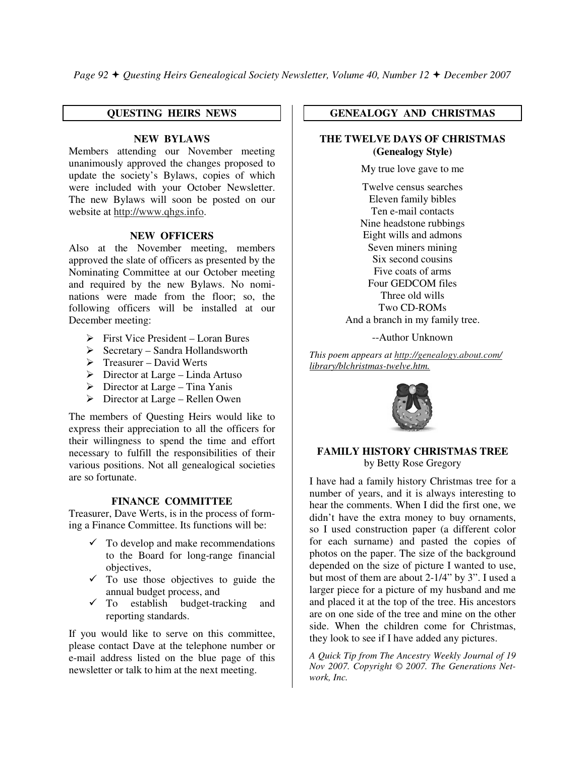## QUESTING HEIRS NEWS

### NEW BYLAWS

Members attending our November meeting unanimously approved the changes proposed to update the society's Bylaws, copies of which were included with your October Newsletter. The new Bylaws will soon be posted on our website at http://www.qhgs.info.

### NEW OFFICERS

Also at the November meeting, members approved the slate of officers as presented by the Nominating Committee at our October meeting and required by the new Bylaws. No nominations were made from the floor; so, the following officers will be installed at our December meeting:

- First Vice President – Loran Bures
- Secretary – Sandra Hollandsworth
- Treasurer – David Werts
- Director at Large – Linda Artuso
- Director at Large – Tina Yanis
- Director at Large – Rellen Owen

The members of Questing Heirs would like to express their appreciation to all the officers for their willingness to spend the time and effort necessary to fulfill the responsibilities of their various positions. Not all genealogical societies are so fortunate.

### FINANCE COMMITTEE

Treasurer, Dave Werts, is in the process of forming a Finance Committee. Its functions will be:

- ✓ To develop and make recommendations to the Board for long-range financial objectives,
- ✓ To use those objectives to guide the annual budget process, and
- ✓ To establish budget-tracking and reporting standards.

If you would like to serve on this committee, please contact Dave at the telephone number or e-mail address listed on the blue page of this newsletter or talk to him at the next meeting.

## GENEALOGY AND CHRISTMAS

### THE TWELVE DAYS OF CHRISTMAS (Genealogy Style)

My true love gave to me

Twelve census searches  
Eleven family bibles  
Ten e-mail contacts  
Nine headstone rubbings  
Eight wills and admons  
Seven miners mining  
Six second cousins  
Five coats of arms  
Four GEDCOM files  
Three old wills  
Two CD-ROMs  
And a branch in my family tree.

--Author Unknown

*This poem appears at http://genealogy.about.com/library/blchristmas-twelve.htm.*

### FAMILY HISTORY CHRISTMAS TREE

by Betty Rose Gregory

I have had a family history Christmas tree for a number of years, and it is always interesting to hear the comments. When I did the first one, we didn't have the extra money to buy ornaments, so I used construction paper (a different color for each surname) and pasted the copies of photos on the paper. The size of the background depended on the size of picture I wanted to use, but most of them are about 2-1/4" by 3". I used a larger piece for a picture of my husband and me and placed it at the top of the tree. His ancestors are on one side of the tree and mine on the other side. When the children come for Christmas, they look to see if I have added any pictures.

*A Quick Tip from The Ancestry Weekly Journal of 19 Nov 2007. Copyright © 2007. The Generations Network, Inc.*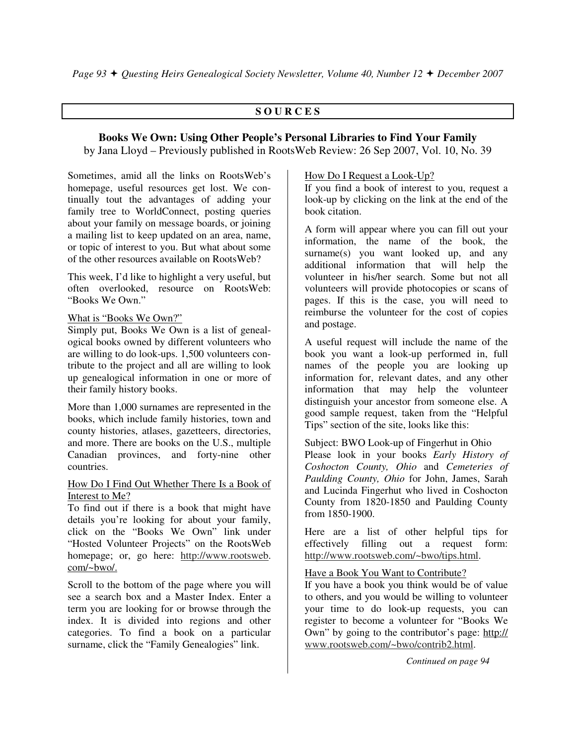## SOURCES

### Books We Own: Using Other People's Personal Libraries to Find Your Family

by Jana Lloyd – Previously published in RootsWeb Review: 26 Sep 2007, Vol. 10, No. 39

Sometimes, amid all the links on RootsWeb's homepage, useful resources get lost. We continually tout the advantages of adding your family tree to WorldConnect, posting queries about your family on message boards, or joining a mailing list to keep updated on an area, name, or topic of interest to you. But what about some of the other resources available on RootsWeb?

This week, I'd like to highlight a very useful, but often overlooked, resource on RootsWeb: "Books We Own."

#### What is "Books We Own?"

Simply put, Books We Own is a list of genealogical books owned by different volunteers who are willing to do look-ups. 1,500 volunteers contribute to the project and all are willing to look up genealogical information in one or more of their family history books.

More than 1,000 surnames are represented in the books, which include family histories, town and county histories, atlases, gazetteers, directories, and more. There are books on the U.S., multiple Canadian provinces, and forty-nine other countries.

#### How Do I Find Out Whether There Is a Book of Interest to Me?

To find out if there is a book that might have details you're looking for about your family, click on the "Books We Own" link under "Hosted Volunteer Projects" on the RootsWeb homepage; or, go here: http://www.rootsweb.com/~bwo/.

Scroll to the bottom of the page where you will see a search box and a Master Index. Enter a term you are looking for or browse through the index. It is divided into regions and other categories. To find a book on a particular surname, click the "Family Genealogies" link.

#### How Do I Request a Look-Up?

If you find a book of interest to you, request a look-up by clicking on the link at the end of the book citation.

A form will appear where you can fill out your information, the name of the book, the surname(s) you want looked up, and any additional information that will help the volunteer in his/her search. Some but not all volunteers will provide photocopies or scans of pages. If this is the case, you will need to reimburse the volunteer for the cost of copies and postage.

A useful request will include the name of the book you want a look-up performed in, full names of the people you are looking up information for, relevant dates, and any other information that may help the volunteer distinguish your ancestor from someone else. A good sample request, taken from the "Helpful Tips" section of the site, looks like this:

Subject: BWO Look-up of Fingerhut in Ohio
Please look in your books *Early History of Coshocton County, Ohio* and *Cemeteries of Paulding County, Ohio* for John, James, Sarah and Lucinda Fingerhut who lived in Coshocton County from 1820-1850 and Paulding County from 1850-1900.

Here are a list of other helpful tips for effectively filling out a request form: http://www.rootsweb.com/~bwo/tips.html.

#### Have a Book You Want to Contribute?

If you have a book you think would be of value to others, and you would be willing to volunteer your time to do look-up requests, you can register to become a volunteer for "Books We Own" by going to the contributor's page: http://www.rootsweb.com/~bwo/contrib2.html.

*Continued on page 94*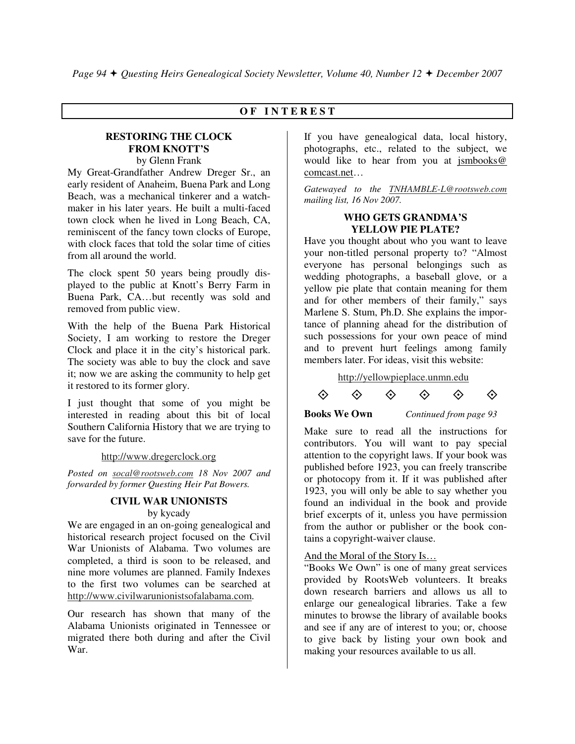## OF INTEREST

### RESTORING THE CLOCK FROM KNOTT'S

by Glenn Frank

My Great-Grandfather Andrew Dreger Sr., an early resident of Anaheim, Buena Park and Long Beach, was a mechanical tinkerer and a watchmaker in his later years. He built a multi-faced town clock when he lived in Long Beach, CA, reminiscent of the fancy town clocks of Europe, with clock faces that told the solar time of cities from all around the world.

The clock spent 50 years being proudly displayed to the public at Knott's Berry Farm in Buena Park, CA…but recently was sold and removed from public view.

With the help of the Buena Park Historical Society, I am working to restore the Dreger Clock and place it in the city's historical park. The society was able to buy the clock and save it; now we are asking the community to help get it restored to its former glory.

I just thought that some of you might be interested in reading about this bit of local Southern California History that we are trying to save for the future.

http://www.dregerclock.org

*Posted on socal@rootsweb.com 18 Nov 2007 and forwarded by former Questing Heir Pat Bowers.*

### CIVIL WAR UNIONISTS

by kycady

We are engaged in an on-going genealogical and historical research project focused on the Civil War Unionists of Alabama. Two volumes are completed, a third is soon to be released, and nine more volumes are planned. Family Indexes to the first two volumes can be searched at http://www.civilwarunionistsofalabama.com.

Our research has shown that many of the Alabama Unionists originated in Tennessee or migrated there both during and after the Civil War.

If you have genealogical data, local history, photographs, etc., related to the subject, we would like to hear from you at jsmbooks@comcast.net…

*Gatewayed to the TNHAMBLE-L@rootsweb.com mailing list, 16 Nov 2007.*

### WHO GETS GRANDMA'S YELLOW PIE PLATE?

Have you thought about who you want to leave your non-titled personal property to? "Almost everyone has personal belongings such as wedding photographs, a baseball glove, or a yellow pie plate that contain meaning for them and for other members of their family," says Marlene S. Stum, Ph.D. She explains the importance of planning ahead for the distribution of such possessions for your own peace of mind and to prevent hurt feelings among family members later. For ideas, visit this website:

http://yellowpieplace.unmn.edu

◈ ◈ ◈ ◈ ◈ ◈

**Books We Own** *Continued from page 93*

Make sure to read all the instructions for contributors. You will want to pay special attention to the copyright laws. If your book was published before 1923, you can freely transcribe or photocopy from it. If it was published after 1923, you will only be able to say whether you found an individual in the book and provide brief excerpts of it, unless you have permission from the author or publisher or the book contains a copyright-waiver clause.

And the Moral of the Story Is…

"Books We Own" is one of many great services provided by RootsWeb volunteers. It breaks down research barriers and allows us all to enlarge our genealogical libraries. Take a few minutes to browse the library of available books and see if any are of interest to you; or, choose to give back by listing your own book and making your resources available to us all.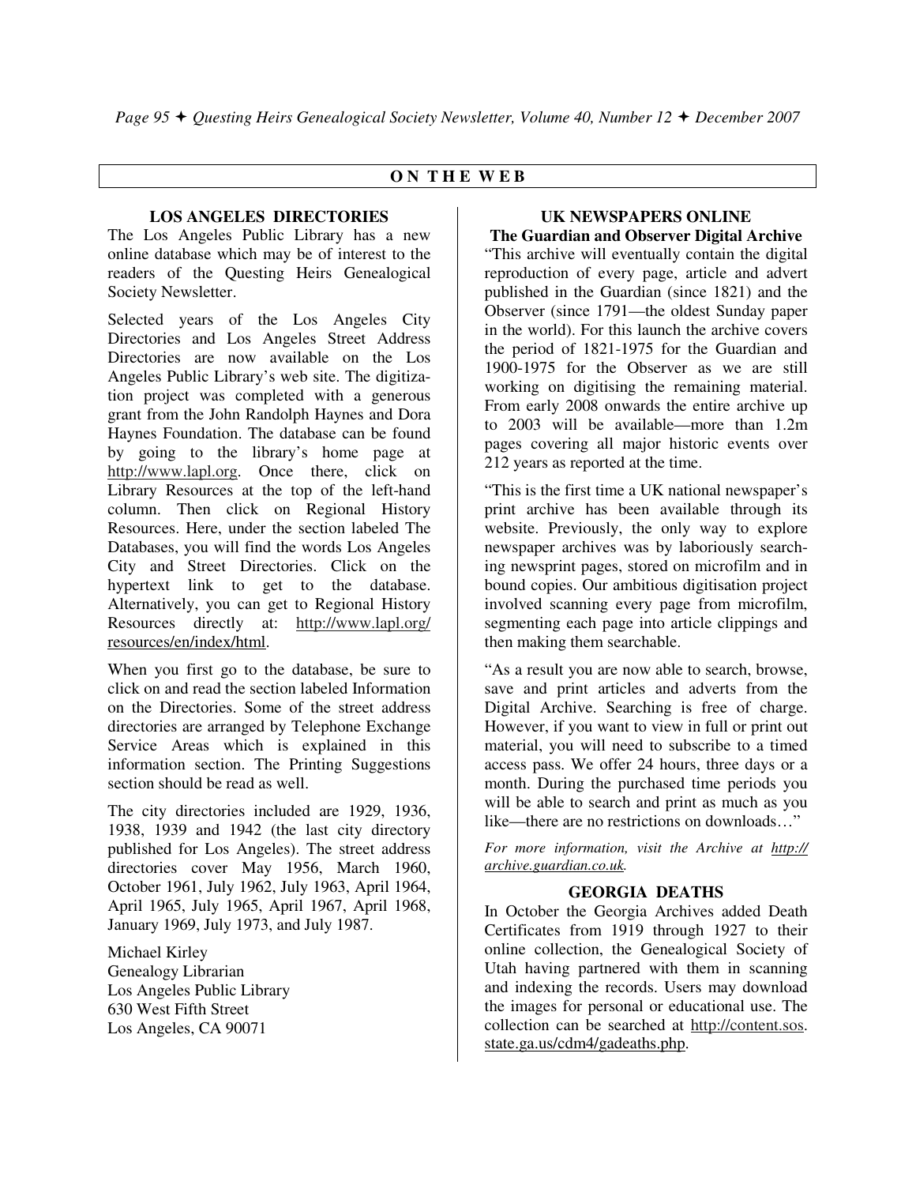## ON THE WEB

### LOS ANGELES DIRECTORIES

The Los Angeles Public Library has a new online database which may be of interest to the readers of the Questing Heirs Genealogical Society Newsletter.

Selected years of the Los Angeles City Directories and Los Angeles Street Address Directories are now available on the Los Angeles Public Library's web site. The digitization project was completed with a generous grant from the John Randolph Haynes and Dora Haynes Foundation. The database can be found by going to the library's home page at http://www.lapl.org. Once there, click on Library Resources at the top of the left-hand column. Then click on Regional History Resources. Here, under the section labeled The Databases, you will find the words Los Angeles City and Street Directories. Click on the hypertext link to get to the database. Alternatively, you can get to Regional History Resources directly at: http://www.lapl.org/resources/en/index/html.

When you first go to the database, be sure to click on and read the section labeled Information on the Directories. Some of the street address directories are arranged by Telephone Exchange Service Areas which is explained in this information section. The Printing Suggestions section should be read as well.

The city directories included are 1929, 1936, 1938, 1939 and 1942 (the last city directory published for Los Angeles). The street address directories cover May 1956, March 1960, October 1961, July 1962, July 1963, April 1964, April 1965, July 1965, April 1967, April 1968, January 1969, July 1973, and July 1987.

Michael Kirley
Genealogy Librarian
Los Angeles Public Library
630 West Fifth Street
Los Angeles, CA 90071

### UK NEWSPAPERS ONLINE

**The Guardian and Observer Digital Archive**

"This archive will eventually contain the digital reproduction of every page, article and advert published in the Guardian (since 1821) and the Observer (since 1791—the oldest Sunday paper in the world). For this launch the archive covers the period of 1821-1975 for the Guardian and 1900-1975 for the Observer as we are still working on digitising the remaining material. From early 2008 onwards the entire archive up to 2003 will be available—more than 1.2m pages covering all major historic events over 212 years as reported at the time.

"This is the first time a UK national newspaper's print archive has been available through its website. Previously, the only way to explore newspaper archives was by laboriously searching newsprint pages, stored on microfilm and in bound copies. Our ambitious digitisation project involved scanning every page from microfilm, segmenting each page into article clippings and then making them searchable.

"As a result you are now able to search, browse, save and print articles and adverts from the Digital Archive. Searching is free of charge. However, if you want to view in full or print out material, you will need to subscribe to a timed access pass. We offer 24 hours, three days or a month. During the purchased time periods you will be able to search and print as much as you like—there are no restrictions on downloads…"

*For more information, visit the Archive at http://archive.guardian.co.uk.*

### GEORGIA DEATHS

In October the Georgia Archives added Death Certificates from 1919 through 1927 to their online collection, the Genealogical Society of Utah having partnered with them in scanning and indexing the records. Users may download the images for personal or educational use. The collection can be searched at http://content.sos.state.ga.us/cdm4/gadeaths.php.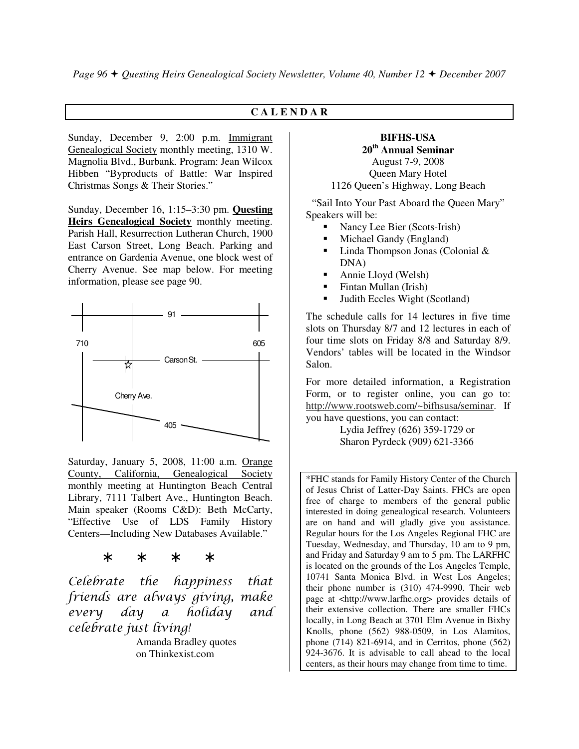## C A L E N D A R

Sunday, December 9, 2:00 p.m. Immigrant Genealogical Society monthly meeting, 1310 W. Magnolia Blvd., Burbank. Program: Jean Wilcox Hibben "Byproducts of Battle: War Inspired Christmas Songs & Their Stories."

Sunday, December 16, 1:15–3:30 pm. **Questing Heirs Genealogical Society** monthly meeting. Parish Hall, Resurrection Lutheran Church, 1900 East Carson Street, Long Beach. Parking and entrance on Gardenia Avenue, one block west of Cherry Avenue. See map below. For meeting information, please see page 90.

91
710
605
Carson St.
Cherry Ave.
405

Saturday, January 5, 2008, 11:00 a.m. Orange County, California, Genealogical Society monthly meeting at Huntington Beach Central Library, 7111 Talbert Ave., Huntington Beach. Main speaker (Rooms C&D): Beth McCarty, "Effective Use of LDS Family History Centers—Including New Databases Available."

\* \* \* \*

*Celebrate the happiness that friends are always giving, make every day a holiday and celebrate just living!*

Amanda Bradley quotes on Thinkexist.com

**BIFHS-USA**
**20th Annual Seminar**
August 7-9, 2008
Queen Mary Hotel
1126 Queen's Highway, Long Beach

"Sail Into Your Past Aboard the Queen Mary" Speakers will be:

- Nancy Lee Bier (Scots-Irish)
- Michael Gandy (England)
- Linda Thompson Jonas (Colonial & DNA)
- Annie Lloyd (Welsh)
- Fintan Mullan (Irish)
- Judith Eccles Wight (Scotland)

The schedule calls for 14 lectures in five time slots on Thursday 8/7 and 12 lectures in each of four time slots on Friday 8/8 and Saturday 8/9. Vendors' tables will be located in the Windsor Salon.

For more detailed information, a Registration Form, or to register online, you can go to: http://www.rootsweb.com/~bifhsusa/seminar. If you have questions, you can contact:

Lydia Jeffrey (626) 359-1729 or
Sharon Pyrdeck (909) 621-3366

\*FHC stands for Family History Center of the Church of Jesus Christ of Latter-Day Saints. FHCs are open free of charge to members of the general public interested in doing genealogical research. Volunteers are on hand and will gladly give you assistance. Regular hours for the Los Angeles Regional FHC are Tuesday, Wednesday, and Thursday, 10 am to 9 pm, and Friday and Saturday 9 am to 5 pm. The LARFHC is located on the grounds of the Los Angeles Temple, 10741 Santa Monica Blvd. in West Los Angeles; their phone number is (310) 474-9990. Their web page at <http://www.larfhc.org> provides details of their extensive collection. There are smaller FHCs locally, in Long Beach at 3701 Elm Avenue in Bixby Knolls, phone (562) 988-0509, in Los Alamitos, phone (714) 821-6914, and in Cerritos, phone (562) 924-3676. It is advisable to call ahead to the local centers, as their hours may change from time to time.